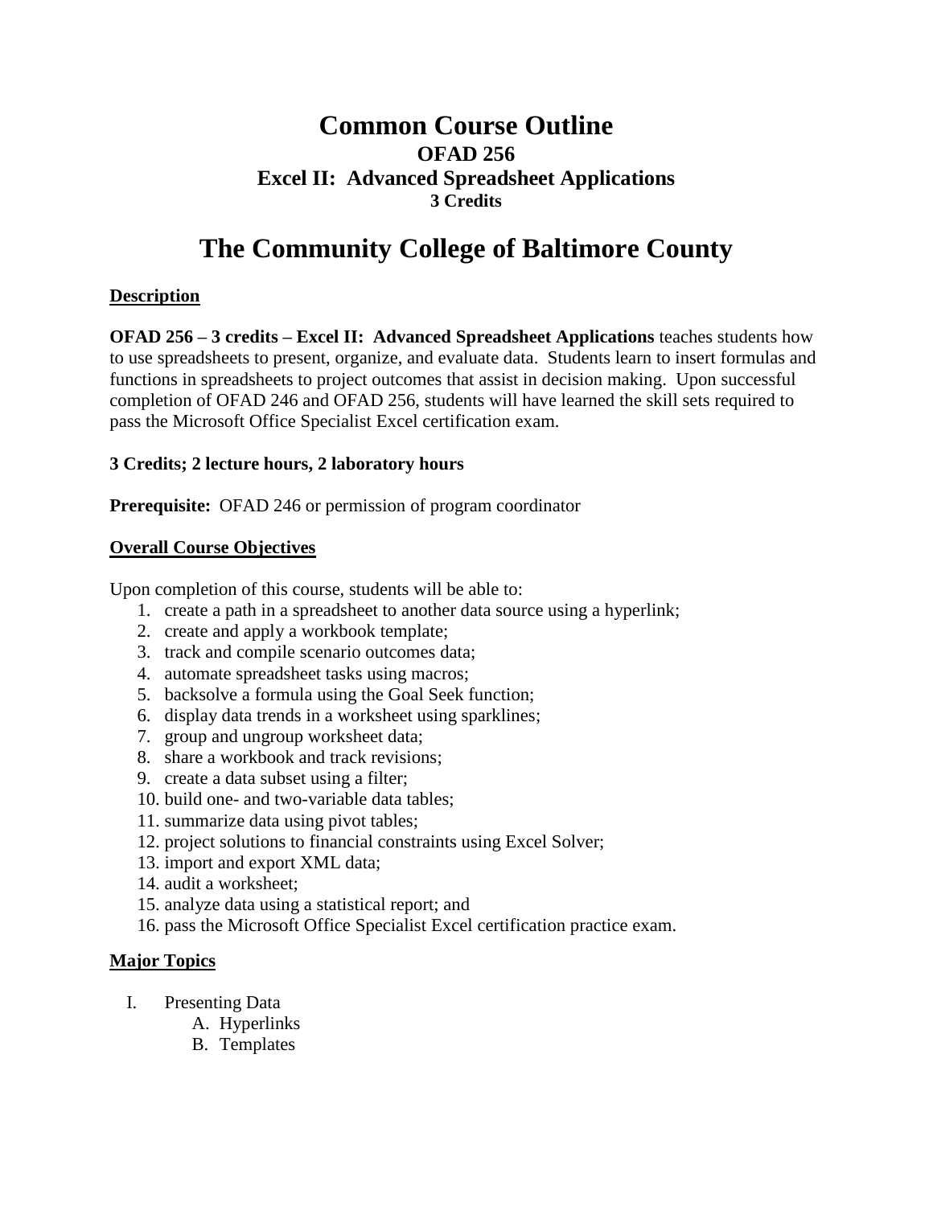# Common Course Outline

## OFAD 256

## Excel II: Advanced Spreadsheet Applications

### 3 Credits

# The Community College of Baltimore County

## Description

**OFAD 256 – 3 credits – Excel II: Advanced Spreadsheet Applications** teaches students how to use spreadsheets to present, organize, and evaluate data. Students learn to insert formulas and functions in spreadsheets to project outcomes that assist in decision making. Upon successful completion of OFAD 246 and OFAD 256, students will have learned the skill sets required to pass the Microsoft Office Specialist Excel certification exam.

**3 Credits; 2 lecture hours, 2 laboratory hours**

**Prerequisite:** OFAD 246 or permission of program coordinator

## Overall Course Objectives

Upon completion of this course, students will be able to:

1. create a path in a spreadsheet to another data source using a hyperlink;
2. create and apply a workbook template;
3. track and compile scenario outcomes data;
4. automate spreadsheet tasks using macros;
5. backsolve a formula using the Goal Seek function;
6. display data trends in a worksheet using sparklines;
7. group and ungroup worksheet data;
8. share a workbook and track revisions;
9. create a data subset using a filter;
10. build one- and two-variable data tables;
11. summarize data using pivot tables;
12. project solutions to financial constraints using Excel Solver;
13. import and export XML data;
14. audit a worksheet;
15. analyze data using a statistical report; and
16. pass the Microsoft Office Specialist Excel certification practice exam.

## Major Topics

I. Presenting Data
   A. Hyperlinks
   B. Templates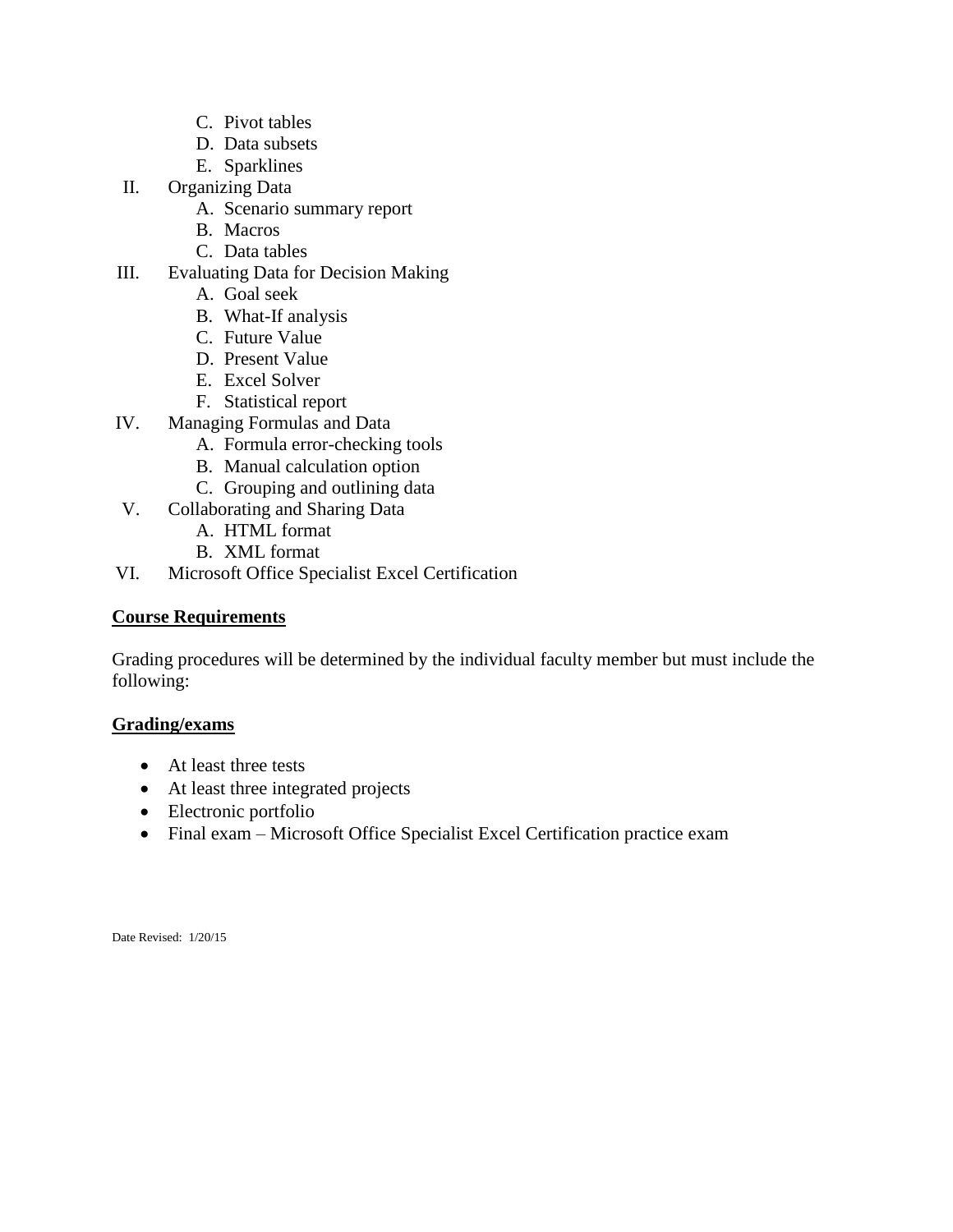C. Pivot tables
   D. Data subsets
   E. Sparklines

II. Organizing Data
   A. Scenario summary report
   B. Macros
   C. Data tables

III. Evaluating Data for Decision Making
   A. Goal seek
   B. What-If analysis
   C. Future Value
   D. Present Value
   E. Excel Solver
   F. Statistical report

IV. Managing Formulas and Data
   A. Formula error-checking tools
   B. Manual calculation option
   C. Grouping and outlining data

V. Collaborating and Sharing Data
   A. HTML format
   B. XML format

VI. Microsoft Office Specialist Excel Certification

**Course Requirements**

Grading procedures will be determined by the individual faculty member but must include the following:

**Grading/exams**

- At least three tests
- At least three integrated projects
- Electronic portfolio
- Final exam – Microsoft Office Specialist Excel Certification practice exam

Date Revised: 1/20/15